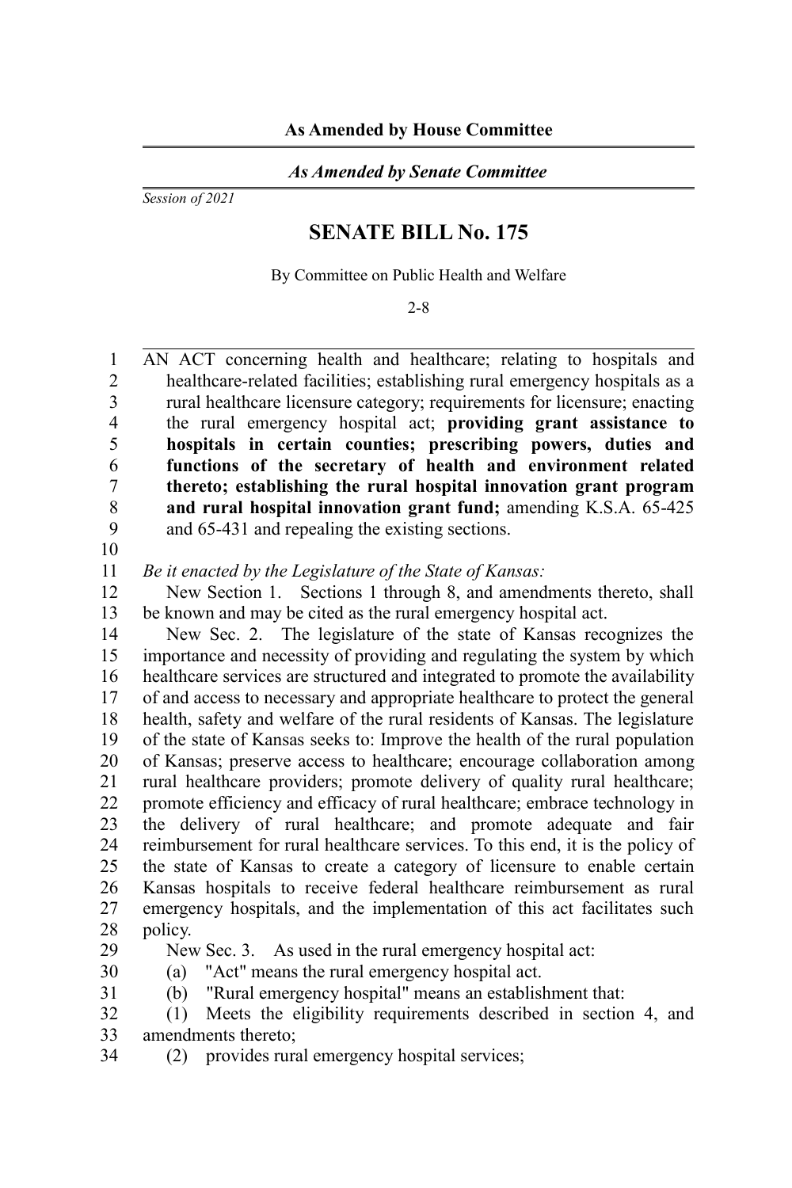**As Amended by House Committee**

*As Amended by Senate Committee*

*Session of 2021*

# SENATE BILL No. 175

By Committee on Public Health and Welfare

2-8

AN ACT concerning health and healthcare; relating to hospitals and healthcare-related facilities; establishing rural emergency hospitals as a rural healthcare licensure category; requirements for licensure; enacting the rural emergency hospital act; **providing grant assistance to hospitals in certain counties; prescribing powers, duties and functions of the secretary of health and environment related thereto; establishing the rural hospital innovation grant program and rural hospital innovation grant fund;** amending K.S.A. 65-425 and 65-431 and repealing the existing sections.

*Be it enacted by the Legislature of the State of Kansas:*

New Section 1. Sections 1 through 8, and amendments thereto, shall be known and may be cited as the rural emergency hospital act.

New Sec. 2. The legislature of the state of Kansas recognizes the importance and necessity of providing and regulating the system by which healthcare services are structured and integrated to promote the availability of and access to necessary and appropriate healthcare to protect the general health, safety and welfare of the rural residents of Kansas. The legislature of the state of Kansas seeks to: Improve the health of the rural population of Kansas; preserve access to healthcare; encourage collaboration among rural healthcare providers; promote delivery of quality rural healthcare; promote efficiency and efficacy of rural healthcare; embrace technology in the delivery of rural healthcare; and promote adequate and fair reimbursement for rural healthcare services. To this end, it is the policy of the state of Kansas to create a category of licensure to enable certain Kansas hospitals to receive federal healthcare reimbursement as rural emergency hospitals, and the implementation of this act facilitates such policy.

New Sec. 3. As used in the rural emergency hospital act:

(a) "Act" means the rural emergency hospital act.

(b) "Rural emergency hospital" means an establishment that:

(1) Meets the eligibility requirements described in section 4, and amendments thereto;

(2) provides rural emergency hospital services;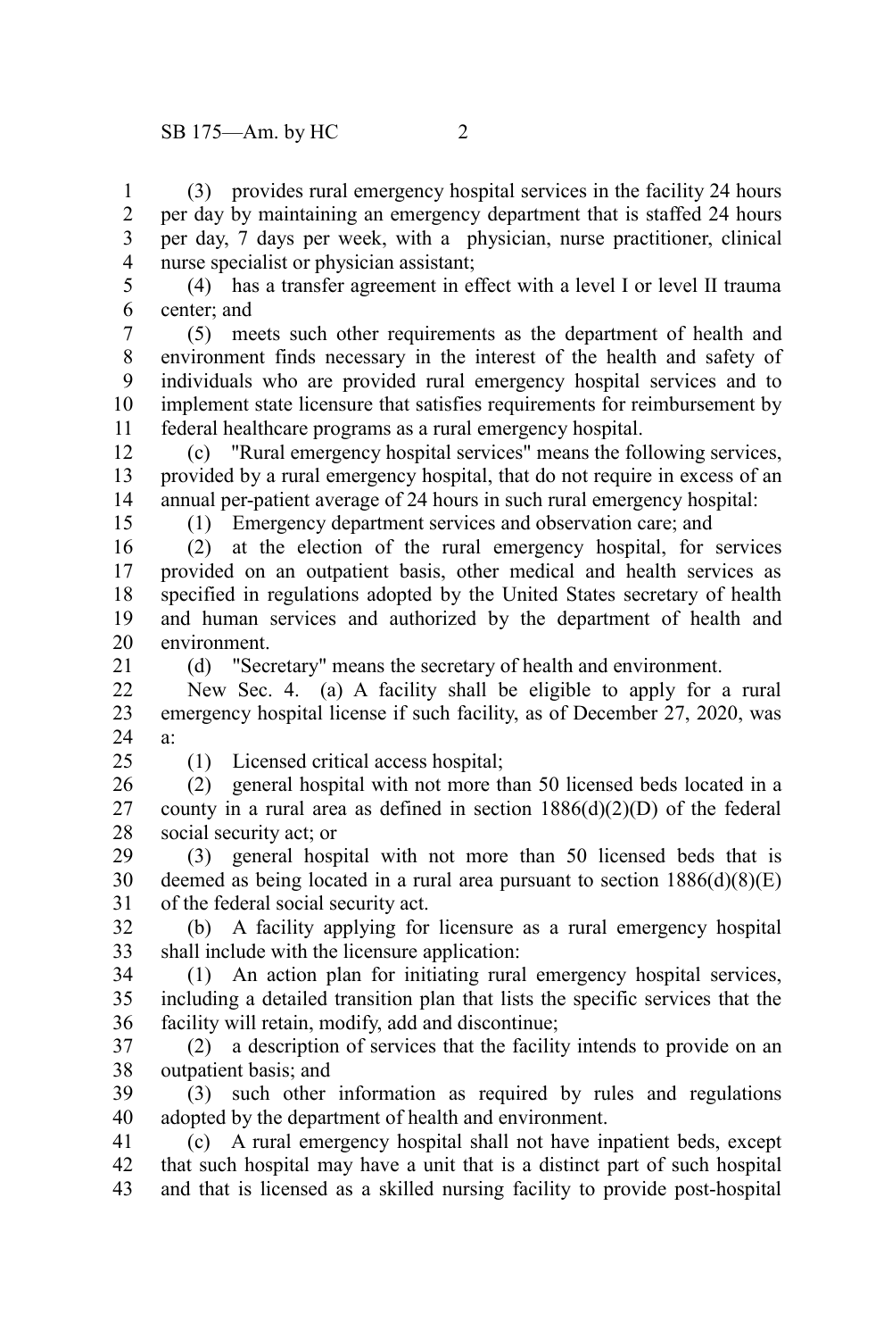(3) provides rural emergency hospital services in the facility 24 hours per day by maintaining an emergency department that is staffed 24 hours per day, 7 days per week, with a physician, nurse practitioner, clinical nurse specialist or physician assistant;

(4) has a transfer agreement in effect with a level I or level II trauma center; and

(5) meets such other requirements as the department of health and environment finds necessary in the interest of the health and safety of individuals who are provided rural emergency hospital services and to implement state licensure that satisfies requirements for reimbursement by federal healthcare programs as a rural emergency hospital.

(c) "Rural emergency hospital services" means the following services, provided by a rural emergency hospital, that do not require in excess of an annual per-patient average of 24 hours in such rural emergency hospital:

(1) Emergency department services and observation care; and

(2) at the election of the rural emergency hospital, for services provided on an outpatient basis, other medical and health services as specified in regulations adopted by the United States secretary of health and human services and authorized by the department of health and environment.

(d) "Secretary" means the secretary of health and environment.

New Sec. 4. (a) A facility shall be eligible to apply for a rural emergency hospital license if such facility, as of December 27, 2020, was a:

(1) Licensed critical access hospital;

(2) general hospital with not more than 50 licensed beds located in a county in a rural area as defined in section 1886(d)(2)(D) of the federal social security act; or

(3) general hospital with not more than 50 licensed beds that is deemed as being located in a rural area pursuant to section 1886(d)(8)(E) of the federal social security act.

(b) A facility applying for licensure as a rural emergency hospital shall include with the licensure application:

(1) An action plan for initiating rural emergency hospital services, including a detailed transition plan that lists the specific services that the facility will retain, modify, add and discontinue;

(2) a description of services that the facility intends to provide on an outpatient basis; and

(3) such other information as required by rules and regulations adopted by the department of health and environment.

(c) A rural emergency hospital shall not have inpatient beds, except that such hospital may have a unit that is a distinct part of such hospital and that is licensed as a skilled nursing facility to provide post-hospital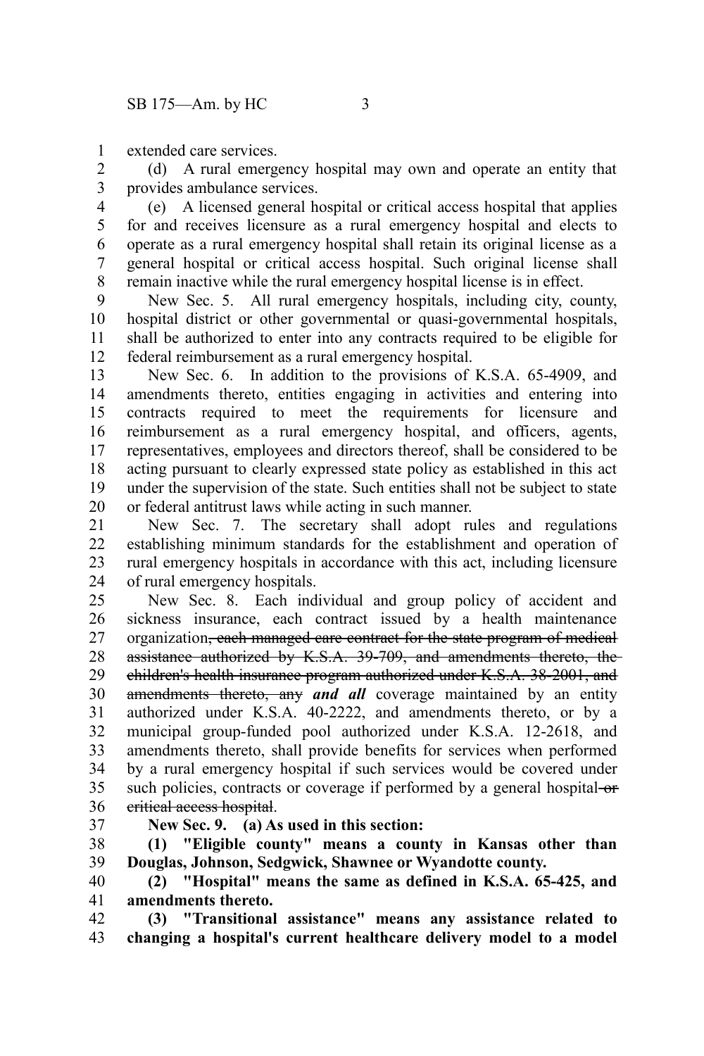extended care services.

(d) A rural emergency hospital may own and operate an entity that provides ambulance services.

(e) A licensed general hospital or critical access hospital that applies for and receives licensure as a rural emergency hospital and elects to operate as a rural emergency hospital shall retain its original license as a general hospital or critical access hospital. Such original license shall remain inactive while the rural emergency hospital license is in effect.

New Sec. 5. All rural emergency hospitals, including city, county, hospital district or other governmental or quasi-governmental hospitals, shall be authorized to enter into any contracts required to be eligible for federal reimbursement as a rural emergency hospital.

New Sec. 6. In addition to the provisions of K.S.A. 65-4909, and amendments thereto, entities engaging in activities and entering into contracts required to meet the requirements for licensure and reimbursement as a rural emergency hospital, and officers, agents, representatives, employees and directors thereof, shall be considered to be acting pursuant to clearly expressed state policy as established in this act under the supervision of the state. Such entities shall not be subject to state or federal antitrust laws while acting in such manner.

New Sec. 7. The secretary shall adopt rules and regulations establishing minimum standards for the establishment and operation of rural emergency hospitals in accordance with this act, including licensure of rural emergency hospitals.

New Sec. 8. Each individual and group policy of accident and sickness insurance, each contract issued by a health maintenance organization~~, each managed care contract for the state program of medical assistance authorized by K.S.A. 39-709, and amendments thereto, the children's health insurance program authorized under K.S.A. 38-2001, and amendments thereto, any~~ ***and all*** coverage maintained by an entity authorized under K.S.A. 40-2222, and amendments thereto, or by a municipal group-funded pool authorized under K.S.A. 12-2618, and amendments thereto, shall provide benefits for services when performed by a rural emergency hospital if such services would be covered under such policies, contracts or coverage if performed by a general hospital~~ or critical access hospital~~.

**New Sec. 9. (a) As used in this section:**

**(1) "Eligible county" means a county in Kansas other than Douglas, Johnson, Sedgwick, Shawnee or Wyandotte county.**

**(2) "Hospital" means the same as defined in K.S.A. 65-425, and amendments thereto.**

**(3) "Transitional assistance" means any assistance related to changing a hospital's current healthcare delivery model to a model**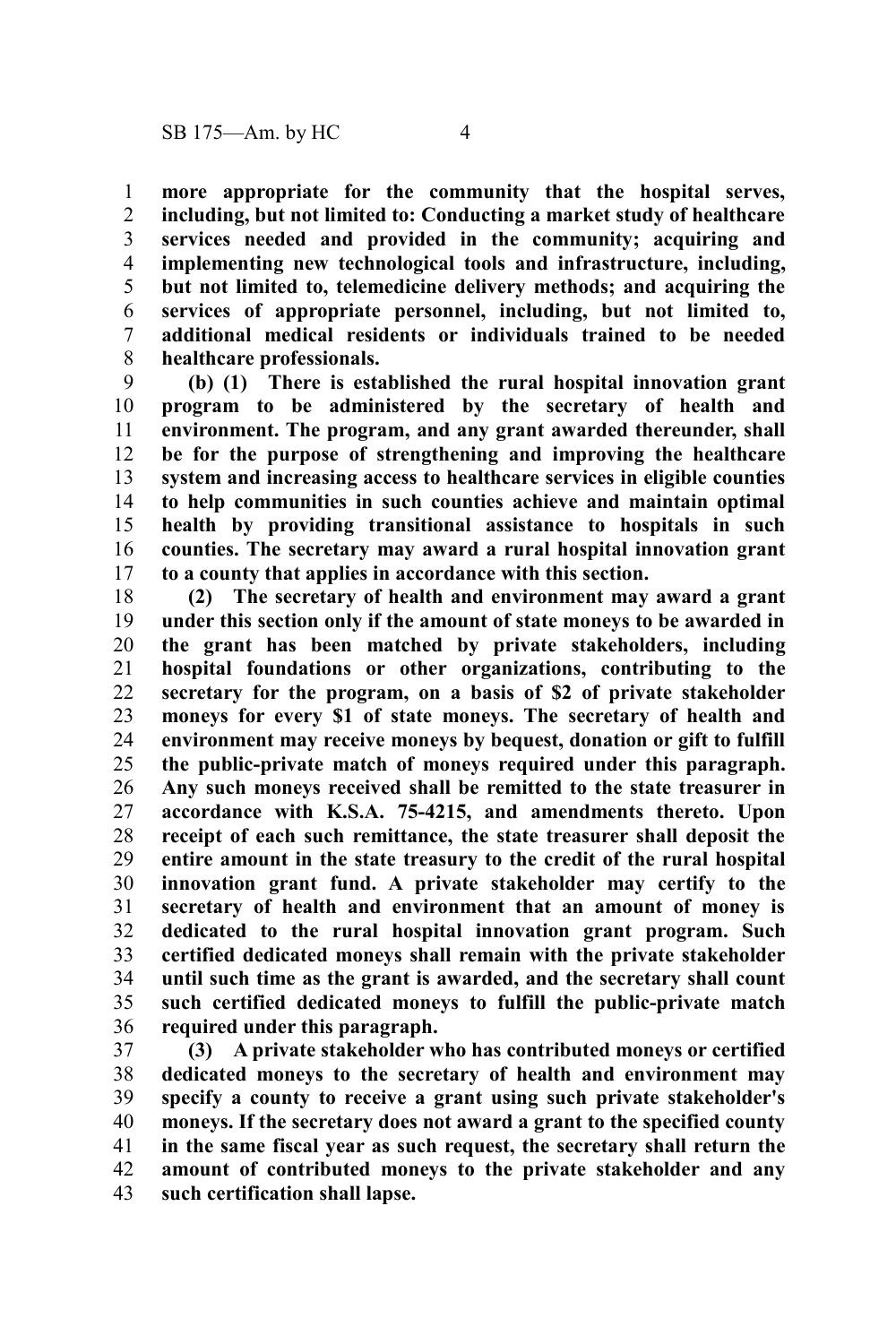**more appropriate for the community that the hospital serves, including, but not limited to: Conducting a market study of healthcare services needed and provided in the community; acquiring and implementing new technological tools and infrastructure, including, but not limited to, telemedicine delivery methods; and acquiring the services of appropriate personnel, including, but not limited to, additional medical residents or individuals trained to be needed healthcare professionals.**

**(b) (1) There is established the rural hospital innovation grant program to be administered by the secretary of health and environment. The program, and any grant awarded thereunder, shall be for the purpose of strengthening and improving the healthcare system and increasing access to healthcare services in eligible counties to help communities in such counties achieve and maintain optimal health by providing transitional assistance to hospitals in such counties. The secretary may award a rural hospital innovation grant to a county that applies in accordance with this section.**

**(2) The secretary of health and environment may award a grant under this section only if the amount of state moneys to be awarded in the grant has been matched by private stakeholders, including hospital foundations or other organizations, contributing to the secretary for the program, on a basis of $2 of private stakeholder moneys for every $1 of state moneys. The secretary of health and environment may receive moneys by bequest, donation or gift to fulfill the public-private match of moneys required under this paragraph. Any such moneys received shall be remitted to the state treasurer in accordance with K.S.A. 75-4215, and amendments thereto. Upon receipt of each such remittance, the state treasurer shall deposit the entire amount in the state treasury to the credit of the rural hospital innovation grant fund. A private stakeholder may certify to the secretary of health and environment that an amount of money is dedicated to the rural hospital innovation grant program. Such certified dedicated moneys shall remain with the private stakeholder until such time as the grant is awarded, and the secretary shall count such certified dedicated moneys to fulfill the public-private match required under this paragraph.**

**(3) A private stakeholder who has contributed moneys or certified dedicated moneys to the secretary of health and environment may specify a county to receive a grant using such private stakeholder's moneys. If the secretary does not award a grant to the specified county in the same fiscal year as such request, the secretary shall return the amount of contributed moneys to the private stakeholder and any such certification shall lapse.**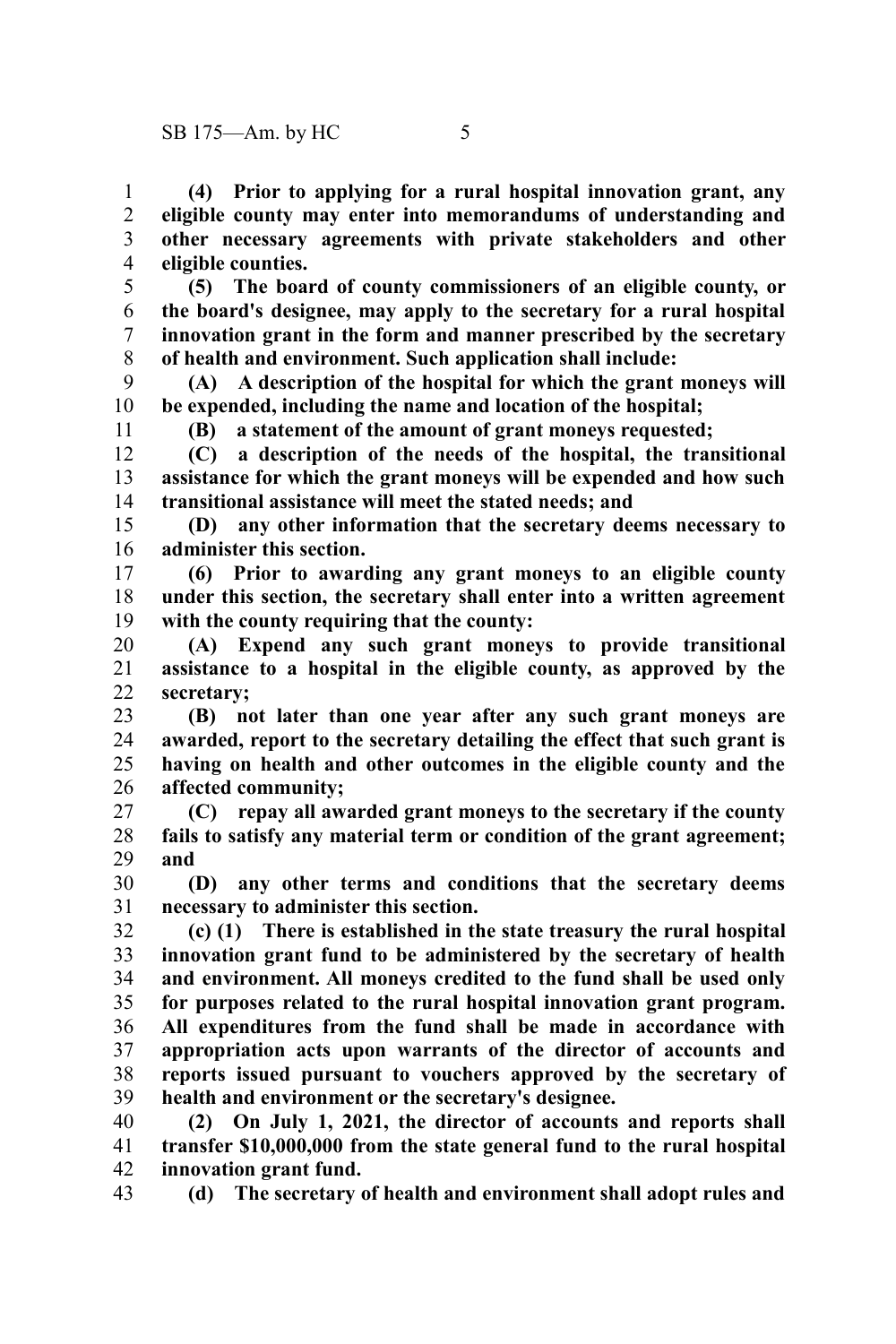**(4) Prior to applying for a rural hospital innovation grant, any eligible county may enter into memorandums of understanding and other necessary agreements with private stakeholders and other eligible counties.**

**(5) The board of county commissioners of an eligible county, or the board's designee, may apply to the secretary for a rural hospital innovation grant in the form and manner prescribed by the secretary of health and environment. Such application shall include:**

**(A) A description of the hospital for which the grant moneys will be expended, including the name and location of the hospital;**

**(B) a statement of the amount of grant moneys requested;**

**(C) a description of the needs of the hospital, the transitional assistance for which the grant moneys will be expended and how such transitional assistance will meet the stated needs; and**

**(D) any other information that the secretary deems necessary to administer this section.**

**(6) Prior to awarding any grant moneys to an eligible county under this section, the secretary shall enter into a written agreement with the county requiring that the county:**

**(A) Expend any such grant moneys to provide transitional assistance to a hospital in the eligible county, as approved by the secretary;**

**(B) not later than one year after any such grant moneys are awarded, report to the secretary detailing the effect that such grant is having on health and other outcomes in the eligible county and the affected community;**

**(C) repay all awarded grant moneys to the secretary if the county fails to satisfy any material term or condition of the grant agreement; and**

**(D) any other terms and conditions that the secretary deems necessary to administer this section.**

**(c) (1) There is established in the state treasury the rural hospital innovation grant fund to be administered by the secretary of health and environment. All moneys credited to the fund shall be used only for purposes related to the rural hospital innovation grant program. All expenditures from the fund shall be made in accordance with appropriation acts upon warrants of the director of accounts and reports issued pursuant to vouchers approved by the secretary of health and environment or the secretary's designee.**

**(2) On July 1, 2021, the director of accounts and reports shall transfer $10,000,000 from the state general fund to the rural hospital innovation grant fund.**

**(d) The secretary of health and environment shall adopt rules and**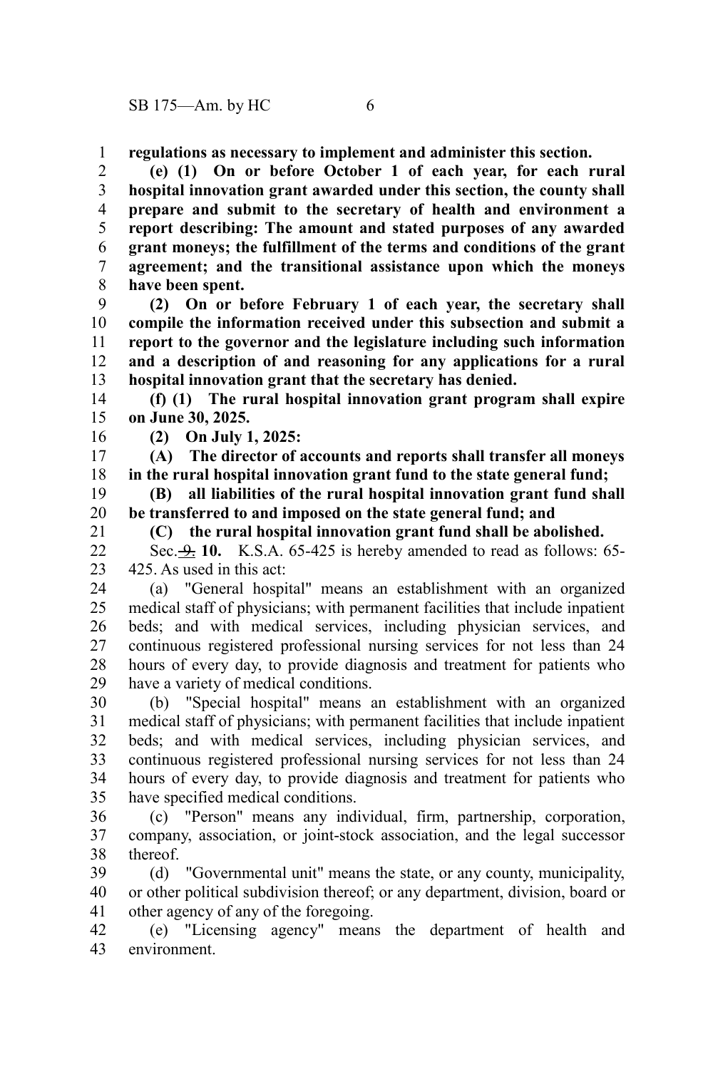**regulations as necessary to implement and administer this section.**

**(e) (1) On or before October 1 of each year, for each rural hospital innovation grant awarded under this section, the county shall prepare and submit to the secretary of health and environment a report describing: The amount and stated purposes of any awarded grant moneys; the fulfillment of the terms and conditions of the grant agreement; and the transitional assistance upon which the moneys have been spent.**

**(2) On or before February 1 of each year, the secretary shall compile the information received under this subsection and submit a report to the governor and the legislature including such information and a description of and reasoning for any applications for a rural hospital innovation grant that the secretary has denied.**

**(f) (1) The rural hospital innovation grant program shall expire on June 30, 2025.**

**(2) On July 1, 2025:**

**(A) The director of accounts and reports shall transfer all moneys in the rural hospital innovation grant fund to the state general fund;**

**(B) all liabilities of the rural hospital innovation grant fund shall be transferred to and imposed on the state general fund; and**

**(C) the rural hospital innovation grant fund shall be abolished.**

Sec. ~~9.~~ **10.** K.S.A. 65-425 is hereby amended to read as follows: 65-425. As used in this act:

(a) "General hospital" means an establishment with an organized medical staff of physicians; with permanent facilities that include inpatient beds; and with medical services, including physician services, and continuous registered professional nursing services for not less than 24 hours of every day, to provide diagnosis and treatment for patients who have a variety of medical conditions.

(b) "Special hospital" means an establishment with an organized medical staff of physicians; with permanent facilities that include inpatient beds; and with medical services, including physician services, and continuous registered professional nursing services for not less than 24 hours of every day, to provide diagnosis and treatment for patients who have specified medical conditions.

(c) "Person" means any individual, firm, partnership, corporation, company, association, or joint-stock association, and the legal successor thereof.

(d) "Governmental unit" means the state, or any county, municipality, or other political subdivision thereof; or any department, division, board or other agency of any of the foregoing.

(e) "Licensing agency" means the department of health and environment.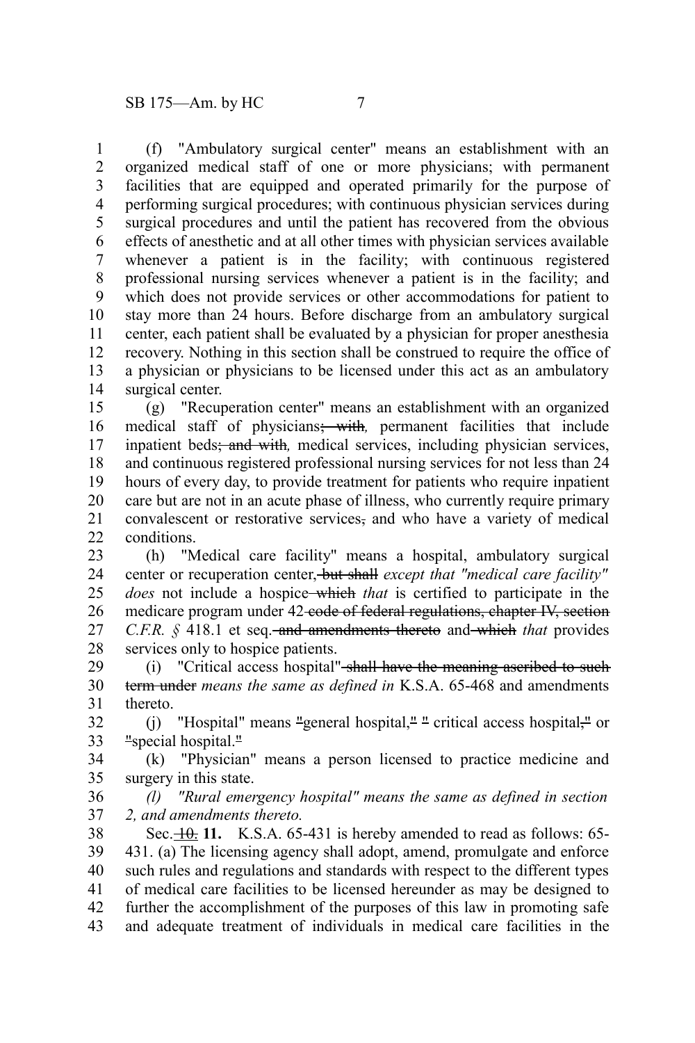(f) "Ambulatory surgical center" means an establishment with an organized medical staff of one or more physicians; with permanent facilities that are equipped and operated primarily for the purpose of performing surgical procedures; with continuous physician services during surgical procedures and until the patient has recovered from the obvious effects of anesthetic and at all other times with physician services available whenever a patient is in the facility; with continuous registered professional nursing services whenever a patient is in the facility; and which does not provide services or other accommodations for patient to stay more than 24 hours. Before discharge from an ambulatory surgical center, each patient shall be evaluated by a physician for proper anesthesia recovery. Nothing in this section shall be construed to require the office of a physician or physicians to be licensed under this act as an ambulatory surgical center.

(g) "Recuperation center" means an establishment with an organized medical staff of physicians~~; with~~*,* permanent facilities that include inpatient beds~~; and with~~*,* medical services, including physician services, and continuous registered professional nursing services for not less than 24 hours of every day, to provide treatment for patients who require inpatient care but are not in an acute phase of illness, who currently require primary convalescent or restorative services~~,~~ and who have a variety of medical conditions.

(h) "Medical care facility" means a hospital, ambulatory surgical center or recuperation center~~, but shall~~ *except that "medical care facility" does* not include a hospice ~~which~~ *that* is certified to participate in the medicare program under 42 ~~code of federal regulations, chapter IV, section~~ *C.F.R. §* 418.1 et seq. ~~and amendments thereto~~ and ~~which~~ *that* provides services only to hospice patients.

(i) "Critical access hospital" ~~shall have the meaning ascribed to such term under~~ *means the same as defined in* K.S.A. 65-468 and amendments thereto.

(j) "Hospital" means ~~"~~general hospital,~~"~~ ~~"~~ critical access hospital~~,"~~ or ~~"~~special hospital.~~"~~

(k) "Physician" means a person licensed to practice medicine and surgery in this state.

*(l) "Rural emergency hospital" means the same as defined in section 2, and amendments thereto.*

Sec. ~~10.~~ **11.** K.S.A. 65-431 is hereby amended to read as follows: 65-431. (a) The licensing agency shall adopt, amend, promulgate and enforce such rules and regulations and standards with respect to the different types of medical care facilities to be licensed hereunder as may be designed to further the accomplishment of the purposes of this law in promoting safe and adequate treatment of individuals in medical care facilities in the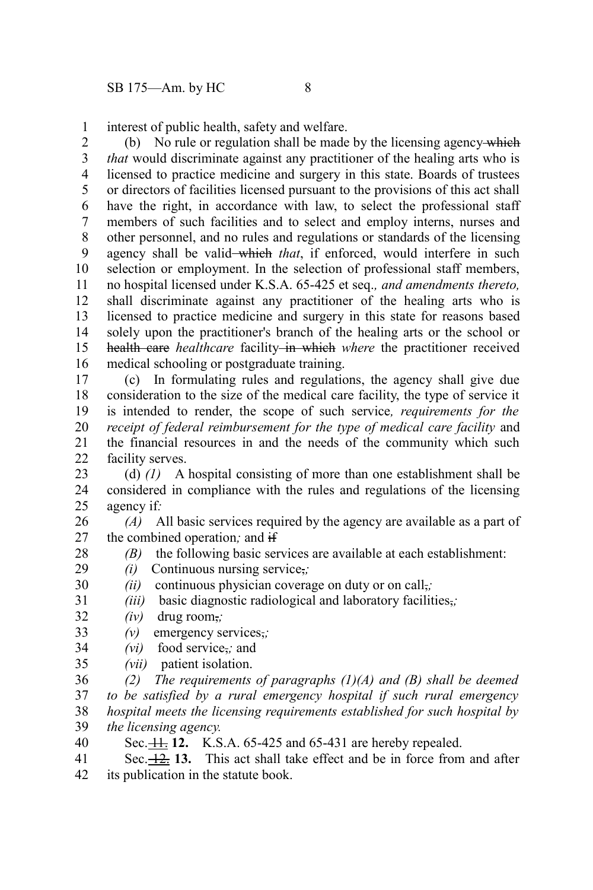interest of public health, safety and welfare.

(b) No rule or regulation shall be made by the licensing agency ~~which~~ *that* would discriminate against any practitioner of the healing arts who is licensed to practice medicine and surgery in this state. Boards of trustees or directors of facilities licensed pursuant to the provisions of this act shall have the right, in accordance with law, to select the professional staff members of such facilities and to select and employ interns, nurses and other personnel, and no rules and regulations or standards of the licensing agency shall be valid ~~which~~ *that*, if enforced, would interfere in such selection or employment. In the selection of professional staff members, no hospital licensed under K.S.A. 65-425 et seq.*, and amendments thereto,* shall discriminate against any practitioner of the healing arts who is licensed to practice medicine and surgery in this state for reasons based solely upon the practitioner's branch of the healing arts or the school or ~~health care~~ *healthcare* facility ~~in which~~ *where* the practitioner received medical schooling or postgraduate training.

(c) In formulating rules and regulations, the agency shall give due consideration to the size of the medical care facility, the type of service it is intended to render, the scope of such service*, requirements for the receipt of federal reimbursement for the type of medical care facility* and the financial resources in and the needs of the community which such facility serves.

(d) *(1)* A hospital consisting of more than one establishment shall be considered in compliance with the rules and regulations of the licensing agency if*:*

*(A)* All basic services required by the agency are available as a part of the combined operation*;* and ~~if~~

*(B)* the following basic services are available at each establishment:

*(i)* Continuous nursing service~~,~~*;*

*(ii)* continuous physician coverage on duty or on call~~,~~*;*

*(iii)* basic diagnostic radiological and laboratory facilities~~,~~*;*

*(iv)* drug room~~,~~*;*

*(v)* emergency services~~,~~*;*

*(vi)* food service~~,~~*;* and

*(vii)* patient isolation.

*(2) The requirements of paragraphs (1)(A) and (B) shall be deemed to be satisfied by a rural emergency hospital if such rural emergency hospital meets the licensing requirements established for such hospital by the licensing agency.*

Sec. ~~11.~~ **12.** K.S.A. 65-425 and 65-431 are hereby repealed.

Sec. ~~12.~~ **13.** This act shall take effect and be in force from and after its publication in the statute book.